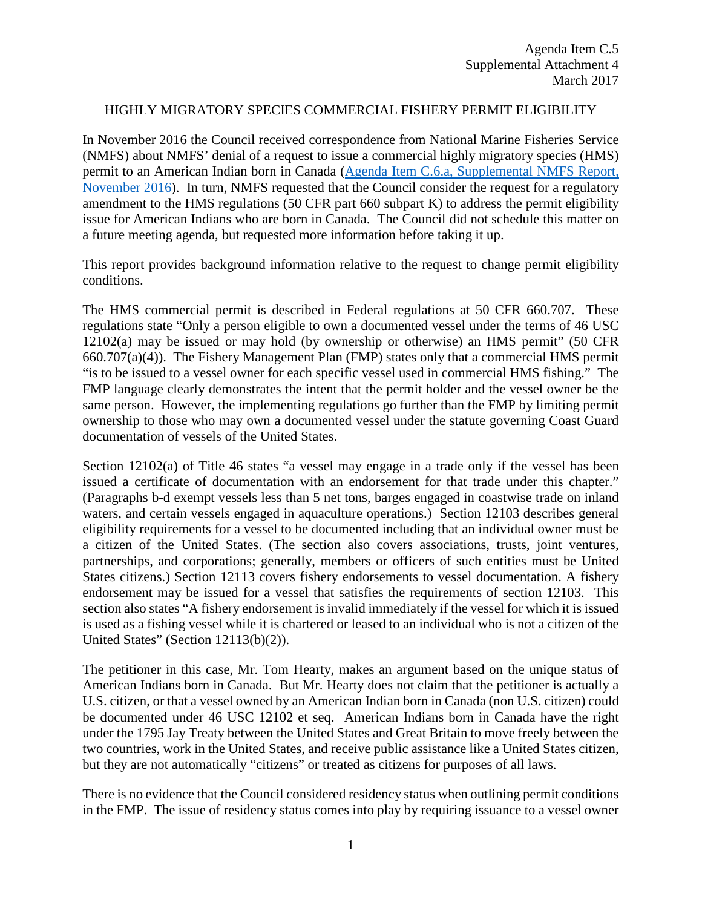Agenda Item C.5
Supplemental Attachment 4
March 2017

# HIGHLY MIGRATORY SPECIES COMMERCIAL FISHERY PERMIT ELIGIBILITY

In November 2016 the Council received correspondence from National Marine Fisheries Service (NMFS) about NMFS' denial of a request to issue a commercial highly migratory species (HMS) permit to an American Indian born in Canada (Agenda Item C.6.a, Supplemental NMFS Report, November 2016). In turn, NMFS requested that the Council consider the request for a regulatory amendment to the HMS regulations (50 CFR part 660 subpart K) to address the permit eligibility issue for American Indians who are born in Canada. The Council did not schedule this matter on a future meeting agenda, but requested more information before taking it up.

This report provides background information relative to the request to change permit eligibility conditions.

The HMS commercial permit is described in Federal regulations at 50 CFR 660.707. These regulations state "Only a person eligible to own a documented vessel under the terms of 46 USC 12102(a) may be issued or may hold (by ownership or otherwise) an HMS permit" (50 CFR 660.707(a)(4)). The Fishery Management Plan (FMP) states only that a commercial HMS permit "is to be issued to a vessel owner for each specific vessel used in commercial HMS fishing." The FMP language clearly demonstrates the intent that the permit holder and the vessel owner be the same person. However, the implementing regulations go further than the FMP by limiting permit ownership to those who may own a documented vessel under the statute governing Coast Guard documentation of vessels of the United States.

Section 12102(a) of Title 46 states "a vessel may engage in a trade only if the vessel has been issued a certificate of documentation with an endorsement for that trade under this chapter." (Paragraphs b-d exempt vessels less than 5 net tons, barges engaged in coastwise trade on inland waters, and certain vessels engaged in aquaculture operations.) Section 12103 describes general eligibility requirements for a vessel to be documented including that an individual owner must be a citizen of the United States. (The section also covers associations, trusts, joint ventures, partnerships, and corporations; generally, members or officers of such entities must be United States citizens.) Section 12113 covers fishery endorsements to vessel documentation. A fishery endorsement may be issued for a vessel that satisfies the requirements of section 12103. This section also states "A fishery endorsement is invalid immediately if the vessel for which it is issued is used as a fishing vessel while it is chartered or leased to an individual who is not a citizen of the United States" (Section 12113(b)(2)).

The petitioner in this case, Mr. Tom Hearty, makes an argument based on the unique status of American Indians born in Canada. But Mr. Hearty does not claim that the petitioner is actually a U.S. citizen, or that a vessel owned by an American Indian born in Canada (non U.S. citizen) could be documented under 46 USC 12102 et seq. American Indians born in Canada have the right under the 1795 Jay Treaty between the United States and Great Britain to move freely between the two countries, work in the United States, and receive public assistance like a United States citizen, but they are not automatically "citizens" or treated as citizens for purposes of all laws.

There is no evidence that the Council considered residency status when outlining permit conditions in the FMP. The issue of residency status comes into play by requiring issuance to a vessel owner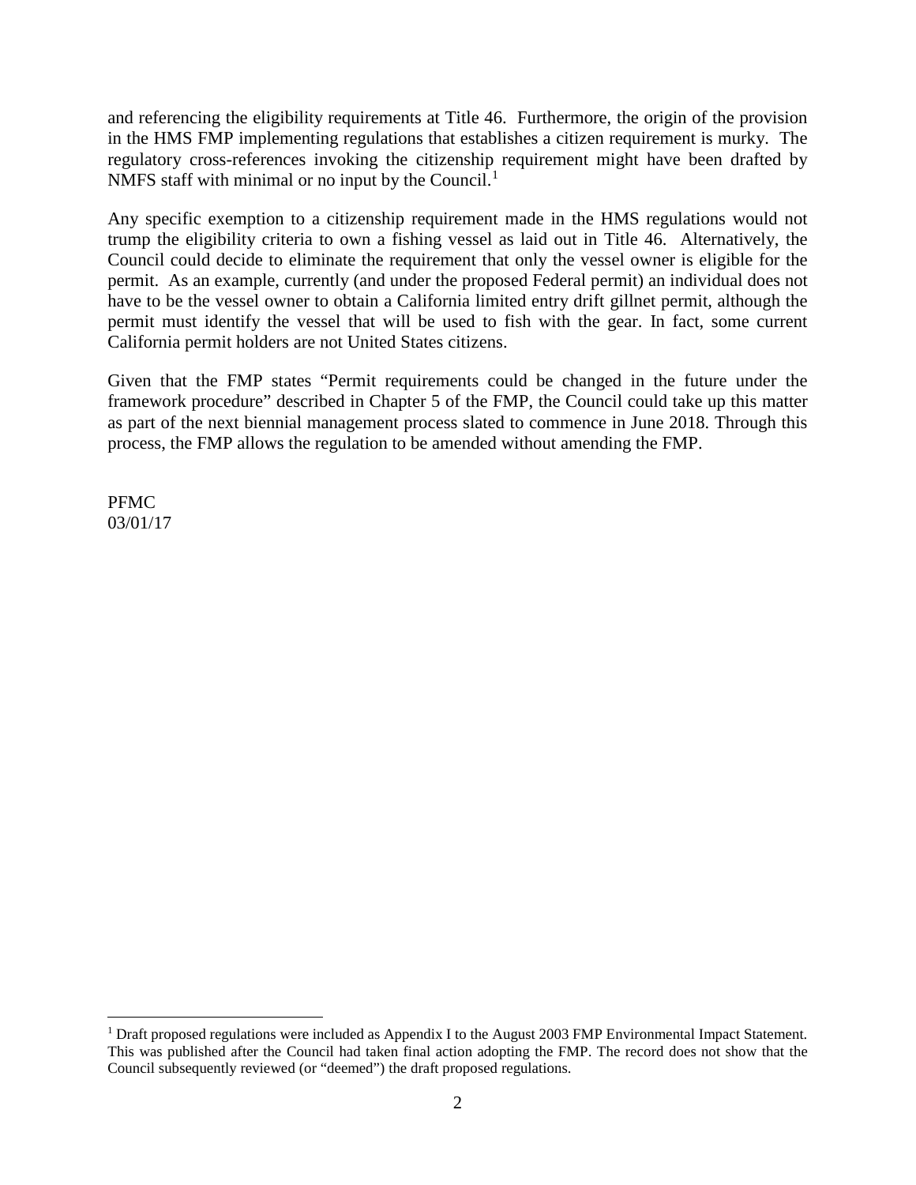and referencing the eligibility requirements at Title 46. Furthermore, the origin of the provision in the HMS FMP implementing regulations that establishes a citizen requirement is murky. The regulatory cross-references invoking the citizenship requirement might have been drafted by NMFS staff with minimal or no input by the Council.[1]

Any specific exemption to a citizenship requirement made in the HMS regulations would not trump the eligibility criteria to own a fishing vessel as laid out in Title 46. Alternatively, the Council could decide to eliminate the requirement that only the vessel owner is eligible for the permit. As an example, currently (and under the proposed Federal permit) an individual does not have to be the vessel owner to obtain a California limited entry drift gillnet permit, although the permit must identify the vessel that will be used to fish with the gear. In fact, some current California permit holders are not United States citizens.

Given that the FMP states "Permit requirements could be changed in the future under the framework procedure" described in Chapter 5 of the FMP, the Council could take up this matter as part of the next biennial management process slated to commence in June 2018. Through this process, the FMP allows the regulation to be amended without amending the FMP.

PFMC
03/01/17

[1] Draft proposed regulations were included as Appendix I to the August 2003 FMP Environmental Impact Statement. This was published after the Council had taken final action adopting the FMP. The record does not show that the Council subsequently reviewed (or "deemed") the draft proposed regulations.